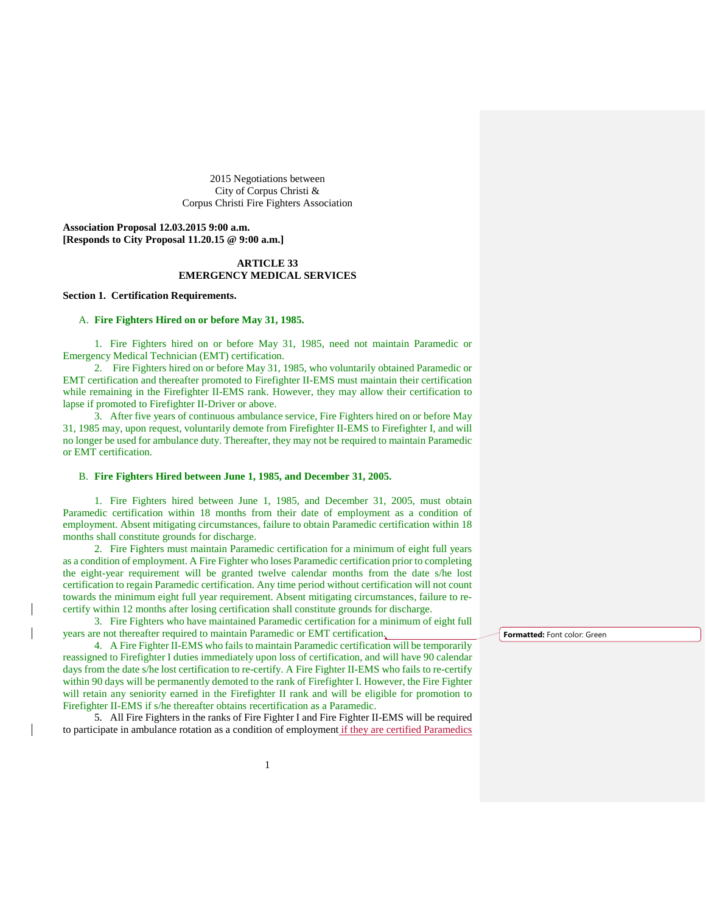2015 Negotiations between
City of Corpus Christi &
Corpus Christi Fire Fighters Association

**Association Proposal 12.03.2015 9:00 a.m.**
**[Responds to City Proposal 11.20.15 @ 9:00 a.m.]**

# ARTICLE 33
# EMERGENCY MEDICAL SERVICES

## Section 1. Certification Requirements.

### A. Fire Fighters Hired on or before May 31, 1985.

1. Fire Fighters hired on or before May 31, 1985, need not maintain Paramedic or Emergency Medical Technician (EMT) certification.
2. Fire Fighters hired on or before May 31, 1985, who voluntarily obtained Paramedic or EMT certification and thereafter promoted to Firefighter II-EMS must maintain their certification while remaining in the Firefighter II-EMS rank. However, they may allow their certification to lapse if promoted to Firefighter II-Driver or above.
3. After five years of continuous ambulance service, Fire Fighters hired on or before May 31, 1985 may, upon request, voluntarily demote from Firefighter II-EMS to Firefighter I, and will no longer be used for ambulance duty. Thereafter, they may not be required to maintain Paramedic or EMT certification.

### B. Fire Fighters Hired between June 1, 1985, and December 31, 2005.

1. Fire Fighters hired between June 1, 1985, and December 31, 2005, must obtain Paramedic certification within 18 months from their date of employment as a condition of employment. Absent mitigating circumstances, failure to obtain Paramedic certification within 18 months shall constitute grounds for discharge.
2. Fire Fighters must maintain Paramedic certification for a minimum of eight full years as a condition of employment. A Fire Fighter who loses Paramedic certification prior to completing the eight-year requirement will be granted twelve calendar months from the date s/he lost certification to regain Paramedic certification. Any time period without certification will not count towards the minimum eight full year requirement. Absent mitigating circumstances, failure to re-certify within 12 months after losing certification shall constitute grounds for discharge.
3. Fire Fighters who have maintained Paramedic certification for a minimum of eight full years are not thereafter required to maintain Paramedic or EMT certification.
4. A Fire Fighter II-EMS who fails to maintain Paramedic certification will be temporarily reassigned to Firefighter I duties immediately upon loss of certification, and will have 90 calendar days from the date s/he lost certification to re-certify. A Fire Fighter II-EMS who fails to re-certify within 90 days will be permanently demoted to the rank of Firefighter I. However, the Fire Fighter will retain any seniority earned in the Firefighter II rank and will be eligible for promotion to Firefighter II-EMS if s/he thereafter obtains recertification as a Paramedic.
5. All Fire Fighters in the ranks of Fire Fighter I and Fire Fighter II-EMS will be required to participate in ambulance rotation as a condition of employment if they are certified Paramedics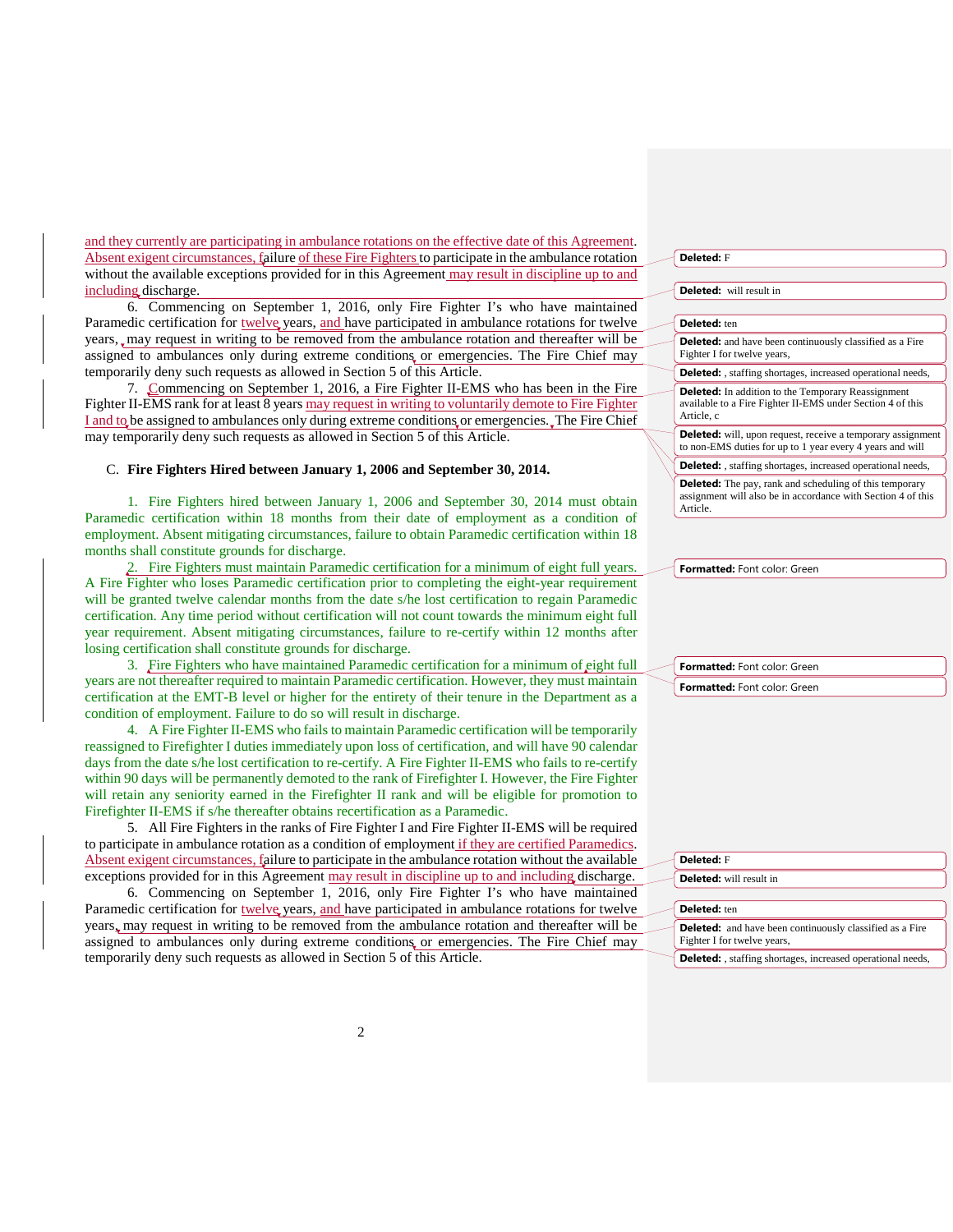and they currently are participating in ambulance rotations on the effective date of this Agreement. Absent exigent circumstances, failure of these Fire Fighters to participate in the ambulance rotation without the available exceptions provided for in this Agreement may result in discipline up to and including discharge.

6. Commencing on September 1, 2016, only Fire Fighter I's who have maintained Paramedic certification for twelve years, and have participated in ambulance rotations for twelve years, may request in writing to be removed from the ambulance rotation and thereafter will be assigned to ambulances only during extreme conditions or emergencies. The Fire Chief may temporarily deny such requests as allowed in Section 5 of this Article.

7. Commencing on September 1, 2016, a Fire Fighter II-EMS who has been in the Fire Fighter II-EMS rank for at least 8 years may request in writing to voluntarily demote to Fire Fighter I and to be assigned to ambulances only during extreme conditions or emergencies. The Fire Chief may temporarily deny such requests as allowed in Section 5 of this Article.

C. **Fire Fighters Hired between January 1, 2006 and September 30, 2014.**

1. Fire Fighters hired between January 1, 2006 and September 30, 2014 must obtain Paramedic certification within 18 months from their date of employment as a condition of employment. Absent mitigating circumstances, failure to obtain Paramedic certification within 18 months shall constitute grounds for discharge.

2. Fire Fighters must maintain Paramedic certification for a minimum of eight full years. A Fire Fighter who loses Paramedic certification prior to completing the eight-year requirement will be granted twelve calendar months from the date s/he lost certification to regain Paramedic certification. Any time period without certification will not count towards the minimum eight full year requirement. Absent mitigating circumstances, failure to re-certify within 12 months after losing certification shall constitute grounds for discharge.

3. Fire Fighters who have maintained Paramedic certification for a minimum of eight full years are not thereafter required to maintain Paramedic certification. However, they must maintain certification at the EMT-B level or higher for the entirety of their tenure in the Department as a condition of employment. Failure to do so will result in discharge.

4. A Fire Fighter II-EMS who fails to maintain Paramedic certification will be temporarily reassigned to Firefighter I duties immediately upon loss of certification, and will have 90 calendar days from the date s/he lost certification to re-certify. A Fire Fighter II-EMS who fails to re-certify within 90 days will be permanently demoted to the rank of Firefighter I. However, the Fire Fighter will retain any seniority earned in the Firefighter II rank and will be eligible for promotion to Firefighter II-EMS if s/he thereafter obtains recertification as a Paramedic.

5. All Fire Fighters in the ranks of Fire Fighter I and Fire Fighter II-EMS will be required to participate in ambulance rotation as a condition of employment if they are certified Paramedics. Absent exigent circumstances, failure to participate in the ambulance rotation without the available exceptions provided for in this Agreement may result in discipline up to and including discharge.

6. Commencing on September 1, 2016, only Fire Fighter I's who have maintained Paramedic certification for twelve years, and have participated in ambulance rotations for twelve years, may request in writing to be removed from the ambulance rotation and thereafter will be assigned to ambulances only during extreme conditions or emergencies. The Fire Chief may temporarily deny such requests as allowed in Section 5 of this Article.

**Deleted:** F

**Deleted:** will result in

**Deleted:** ten

**Deleted:** and have been continuously classified as a Fire Fighter I for twelve years,

**Deleted:** , staffing shortages, increased operational needs,

**Deleted:** In addition to the Temporary Reassignment available to a Fire Fighter II-EMS under Section 4 of this Article, c

**Deleted:** will, upon request, receive a temporary assignment to non-EMS duties for up to 1 year every 4 years and will

**Deleted:** , staffing shortages, increased operational needs,

**Deleted:** The pay, rank and scheduling of this temporary assignment will also be in accordance with Section 4 of this Article.

**Formatted:** Font color: Green

**Formatted:** Font color: Green

**Formatted:** Font color: Green

**Deleted:** F

**Deleted:** will result in

**Deleted:** ten

**Deleted:** and have been continuously classified as a Fire Fighter I for twelve years,

**Deleted:** , staffing shortages, increased operational needs,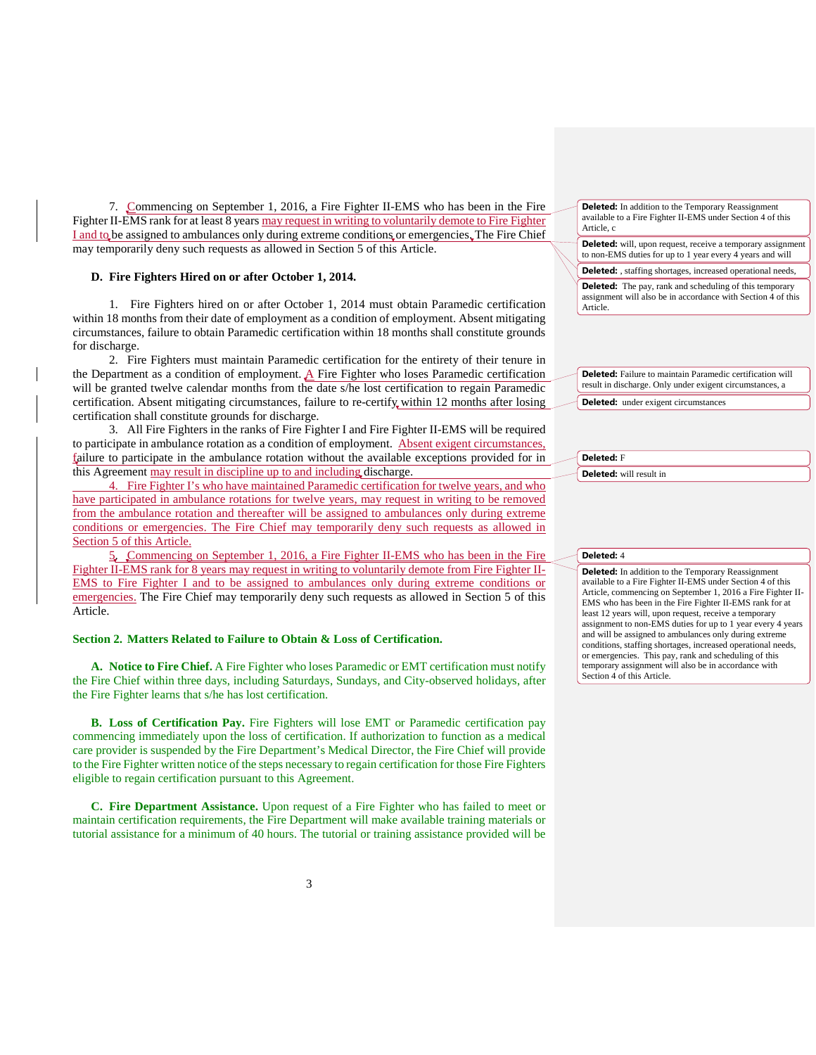7. Commencing on September 1, 2016, a Fire Fighter II-EMS who has been in the Fire Fighter II-EMS rank for at least 8 years may request in writing to voluntarily demote to Fire Fighter I and to be assigned to ambulances only during extreme conditions or emergencies. The Fire Chief may temporarily deny such requests as allowed in Section 5 of this Article.

**D. Fire Fighters Hired on or after October 1, 2014.**

1. Fire Fighters hired on or after October 1, 2014 must obtain Paramedic certification within 18 months from their date of employment as a condition of employment. Absent mitigating circumstances, failure to obtain Paramedic certification within 18 months shall constitute grounds for discharge.

2. Fire Fighters must maintain Paramedic certification for the entirety of their tenure in the Department as a condition of employment. A Fire Fighter who loses Paramedic certification will be granted twelve calendar months from the date s/he lost certification to regain Paramedic certification. Absent mitigating circumstances, failure to re-certify within 12 months after losing certification shall constitute grounds for discharge.

3. All Fire Fighters in the ranks of Fire Fighter I and Fire Fighter II-EMS will be required to participate in ambulance rotation as a condition of employment. Absent exigent circumstances, failure to participate in the ambulance rotation without the available exceptions provided for in this Agreement may result in discipline up to and including discharge.

4. Fire Fighter I's who have maintained Paramedic certification for twelve years, and who have participated in ambulance rotations for twelve years, may request in writing to be removed from the ambulance rotation and thereafter will be assigned to ambulances only during extreme conditions or emergencies. The Fire Chief may temporarily deny such requests as allowed in Section 5 of this Article.

5. Commencing on September 1, 2016, a Fire Fighter II-EMS who has been in the Fire Fighter II-EMS rank for 8 years may request in writing to voluntarily demote from Fire Fighter II-EMS to Fire Fighter I and to be assigned to ambulances only during extreme conditions or emergencies. The Fire Chief may temporarily deny such requests as allowed in Section 5 of this Article.

## Section 2. Matters Related to Failure to Obtain & Loss of Certification.

**A. Notice to Fire Chief.** A Fire Fighter who loses Paramedic or EMT certification must notify the Fire Chief within three days, including Saturdays, Sundays, and City-observed holidays, after the Fire Fighter learns that s/he has lost certification.

**B. Loss of Certification Pay.** Fire Fighters will lose EMT or Paramedic certification pay commencing immediately upon the loss of certification. If authorization to function as a medical care provider is suspended by the Fire Department's Medical Director, the Fire Chief will provide to the Fire Fighter written notice of the steps necessary to regain certification for those Fire Fighters eligible to regain certification pursuant to this Agreement.

**C. Fire Department Assistance.** Upon request of a Fire Fighter who has failed to meet or maintain certification requirements, the Fire Department will make available training materials or tutorial assistance for a minimum of 40 hours. The tutorial or training assistance provided will be

---

**Deleted:** In addition to the Temporary Reassignment available to a Fire Fighter II-EMS under Section 4 of this Article, c

**Deleted:** will, upon request, receive a temporary assignment to non-EMS duties for up to 1 year every 4 years and will

**Deleted:** , staffing shortages, increased operational needs,

**Deleted:** The pay, rank and scheduling of this temporary assignment will also be in accordance with Section 4 of this Article.

**Deleted:** Failure to maintain Paramedic certification will result in discharge. Only under exigent circumstances, a

**Deleted:** under exigent circumstances

**Deleted:** F

**Deleted:** will result in

**Deleted:** 4

**Deleted:** In addition to the Temporary Reassignment available to a Fire Fighter II-EMS under Section 4 of this Article, commencing on September 1, 2016 a Fire Fighter II-EMS who has been in the Fire Fighter II-EMS rank for at least 12 years will, upon request, receive a temporary assignment to non-EMS duties for up to 1 year every 4 years and will be assigned to ambulances only during extreme conditions, staffing shortages, increased operational needs, or emergencies. This pay, rank and scheduling of this temporary assignment will also be in accordance with Section 4 of this Article.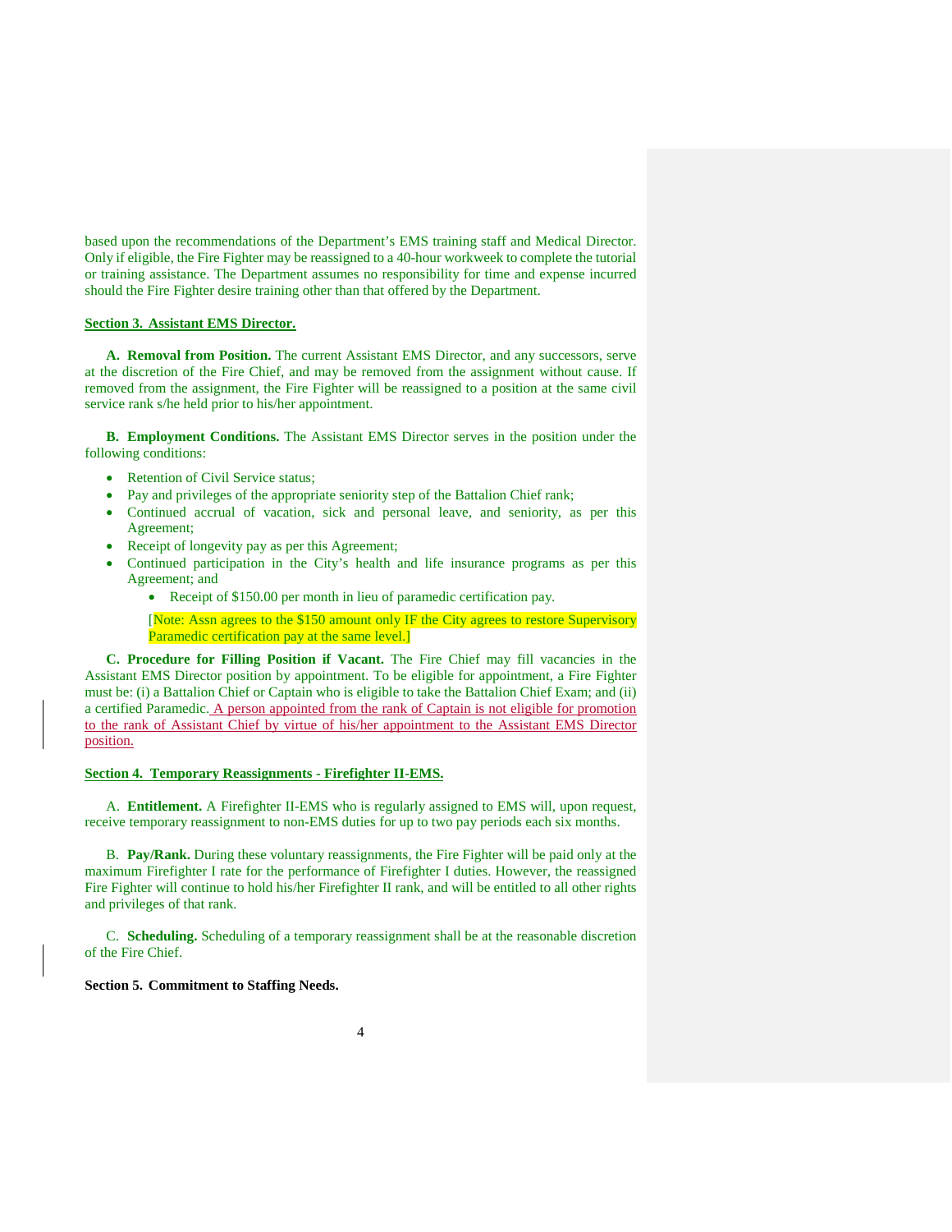based upon the recommendations of the Department's EMS training staff and Medical Director. Only if eligible, the Fire Fighter may be reassigned to a 40-hour workweek to complete the tutorial or training assistance. The Department assumes no responsibility for time and expense incurred should the Fire Fighter desire training other than that offered by the Department.

**Section 3. Assistant EMS Director.**

**A. Removal from Position.** The current Assistant EMS Director, and any successors, serve at the discretion of the Fire Chief, and may be removed from the assignment without cause. If removed from the assignment, the Fire Fighter will be reassigned to a position at the same civil service rank s/he held prior to his/her appointment.

**B. Employment Conditions.** The Assistant EMS Director serves in the position under the following conditions:

- Retention of Civil Service status;
- Pay and privileges of the appropriate seniority step of the Battalion Chief rank;
- Continued accrual of vacation, sick and personal leave, and seniority, as per this Agreement;
- Receipt of longevity pay as per this Agreement;
- Continued participation in the City's health and life insurance programs as per this Agreement; and
  - Receipt of $150.00 per month in lieu of paramedic certification pay.

  [Note: Assn agrees to the $150 amount only IF the City agrees to restore Supervisory Paramedic certification pay at the same level.]

**C. Procedure for Filling Position if Vacant.** The Fire Chief may fill vacancies in the Assistant EMS Director position by appointment. To be eligible for appointment, a Fire Fighter must be: (i) a Battalion Chief or Captain who is eligible to take the Battalion Chief Exam; and (ii) a certified Paramedic. A person appointed from the rank of Captain is not eligible for promotion to the rank of Assistant Chief by virtue of his/her appointment to the Assistant EMS Director position.

**Section 4. Temporary Reassignments - Firefighter II-EMS.**

A. **Entitlement.** A Firefighter II-EMS who is regularly assigned to EMS will, upon request, receive temporary reassignment to non-EMS duties for up to two pay periods each six months.

B. **Pay/Rank.** During these voluntary reassignments, the Fire Fighter will be paid only at the maximum Firefighter I rate for the performance of Firefighter I duties. However, the reassigned Fire Fighter will continue to hold his/her Firefighter II rank, and will be entitled to all other rights and privileges of that rank.

C. **Scheduling.** Scheduling of a temporary reassignment shall be at the reasonable discretion of the Fire Chief.

**Section 5. Commitment to Staffing Needs.**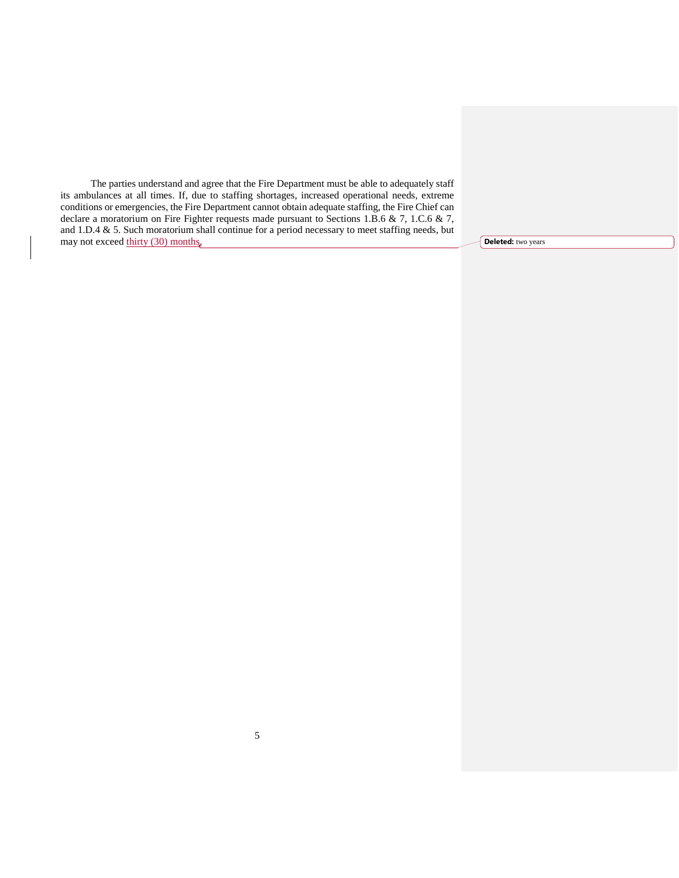The parties understand and agree that the Fire Department must be able to adequately staff its ambulances at all times. If, due to staffing shortages, increased operational needs, extreme conditions or emergencies, the Fire Department cannot obtain adequate staffing, the Fire Chief can declare a moratorium on Fire Fighter requests made pursuant to Sections 1.B.6 & 7, 1.C.6 & 7, and 1.D.4 & 5. Such moratorium shall continue for a period necessary to meet staffing needs, but may not exceed thirty (30) months.

**Deleted:** two years